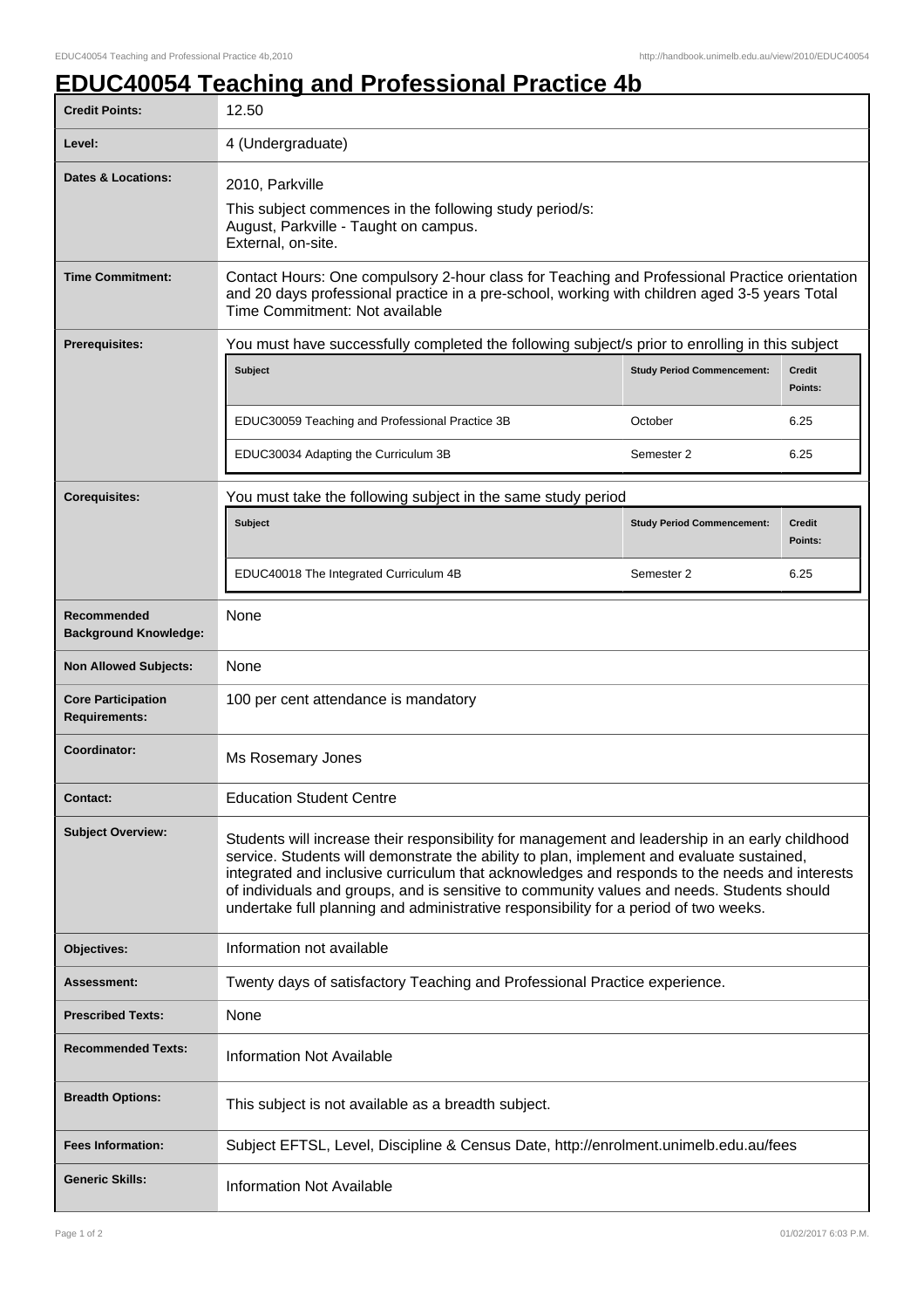# EDUC40054 Teaching and Professional Practice 4b

| | |
|---|---|
| **Credit Points:** | 12.50 |
| **Level:** | 4 (Undergraduate) |
| **Dates & Locations:** | 2010, Parkville<br>This subject commences in the following study period/s:<br>August, Parkville - Taught on campus.<br>External, on-site. |
| **Time Commitment:** | Contact Hours: One compulsory 2-hour class for Teaching and Professional Practice orientation and 20 days professional practice in a pre-school, working with children aged 3-5 years Total Time Commitment: Not available |
| **Prerequisites:** | You must have successfully completed the following subject/s prior to enrolling in this subject<br>**Subject** / **Study Period Commencement:** / **Credit Points:**<br>EDUC30059 Teaching and Professional Practice 3B / October / 6.25<br>EDUC30034 Adapting the Curriculum 3B / Semester 2 / 6.25 |
| **Corequisites:** | You must take the following subject in the same study period<br>**Subject** / **Study Period Commencement:** / **Credit Points:**<br>EDUC40018 The Integrated Curriculum 4B / Semester 2 / 6.25 |
| **Recommended Background Knowledge:** | None |
| **Non Allowed Subjects:** | None |
| **Core Participation Requirements:** | 100 per cent attendance is mandatory |
| **Coordinator:** | Ms Rosemary Jones |
| **Contact:** | Education Student Centre |
| **Subject Overview:** | Students will increase their responsibility for management and leadership in an early childhood service. Students will demonstrate the ability to plan, implement and evaluate sustained, integrated and inclusive curriculum that acknowledges and responds to the needs and interests of individuals and groups, and is sensitive to community values and needs. Students should undertake full planning and administrative responsibility for a period of two weeks. |
| **Objectives:** | Information not available |
| **Assessment:** | Twenty days of satisfactory Teaching and Professional Practice experience. |
| **Prescribed Texts:** | None |
| **Recommended Texts:** | Information Not Available |
| **Breadth Options:** | This subject is not available as a breadth subject. |
| **Fees Information:** | Subject EFTSL, Level, Discipline & Census Date, http://enrolment.unimelb.edu.au/fees |
| **Generic Skills:** | Information Not Available |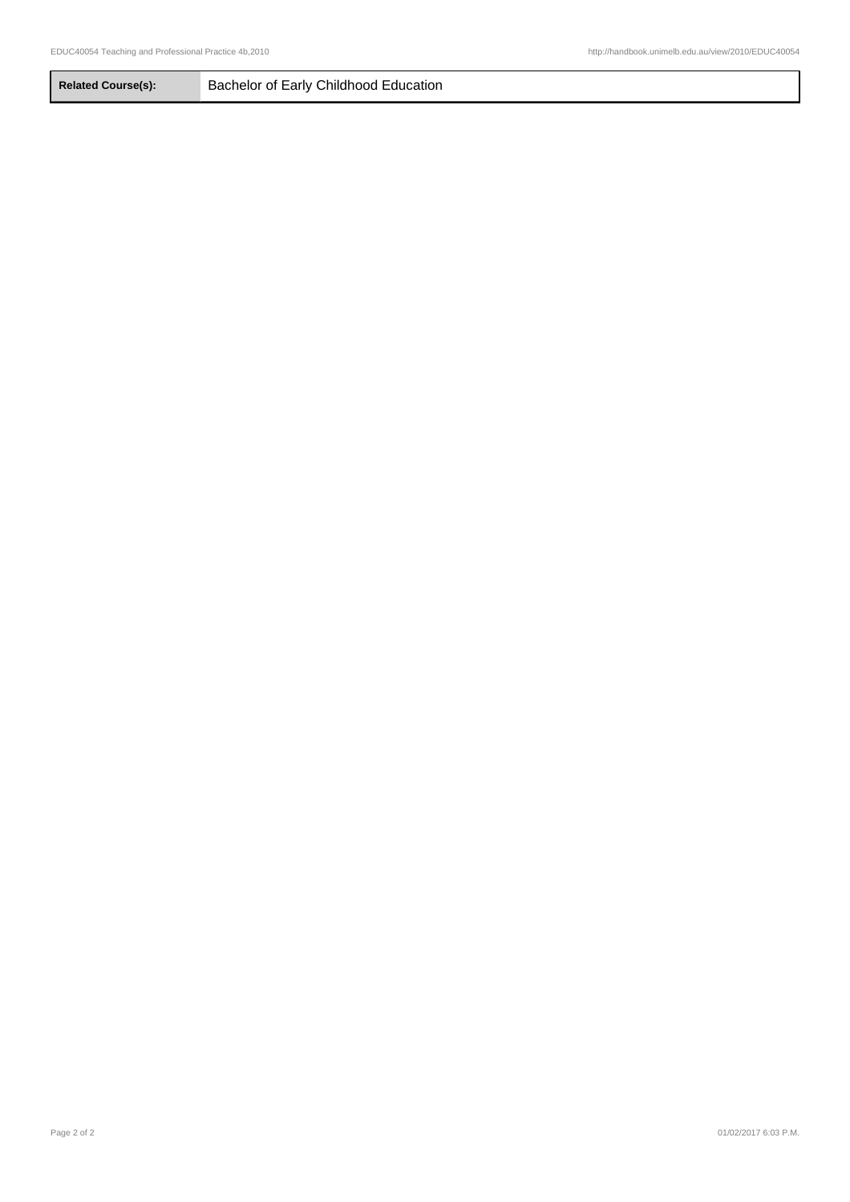| | |
|---|---|
| **Related Course(s):** | Bachelor of Early Childhood Education |